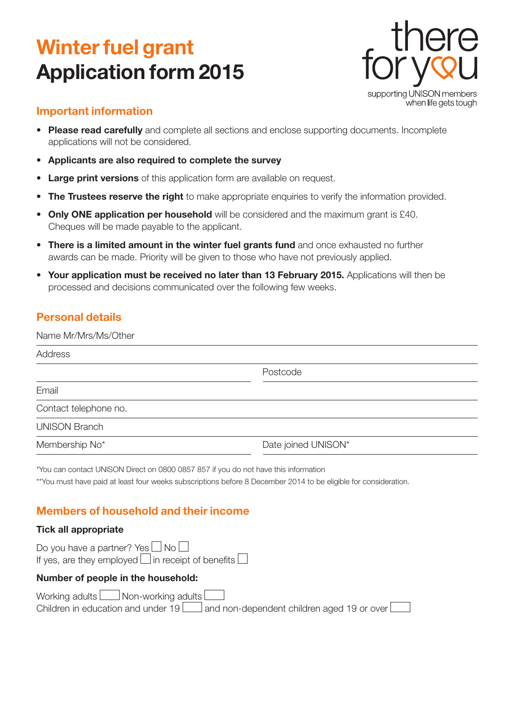# Winter fuel grant
# Application form 2015

there for you
supporting UNISON members when life gets tough

## Important information

- **Please read carefully** and complete all sections and enclose supporting documents. Incomplete applications will not be considered.
- **Applicants are also required to complete the survey**
- **Large print versions** of this application form are available on request.
- **The Trustees reserve the right** to make appropriate enquiries to verify the information provided.
- **Only ONE application per household** will be considered and the maximum grant is £40. Cheques will be made payable to the applicant.
- **There is a limited amount in the winter fuel grants fund** and once exhausted no further awards can be made. Priority will be given to those who have not previously applied.
- **Your application must be received no later than 13 February 2015.** Applications will then be processed and decisions communicated over the following few weeks.

## Personal details

Name Mr/Mrs/Ms/Other

Address

Postcode

Email

Contact telephone no.

UNISON Branch

Membership No*

Date joined UNISON*

*You can contact UNISON Direct on 0800 0857 857 if you do not have this information

**You must have paid at least four weeks subscriptions before 8 December 2014 to be eligible for consideration.

## Members of household and their income

**Tick all appropriate**

Do you have a partner? Yes ☐ No ☐

If yes, are they employed ☐ in receipt of benefits ☐

**Number of people in the household:**

Working adults ☐ Non-working adults ☐

Children in education and under 19 ☐ and non-dependent children aged 19 or over ☐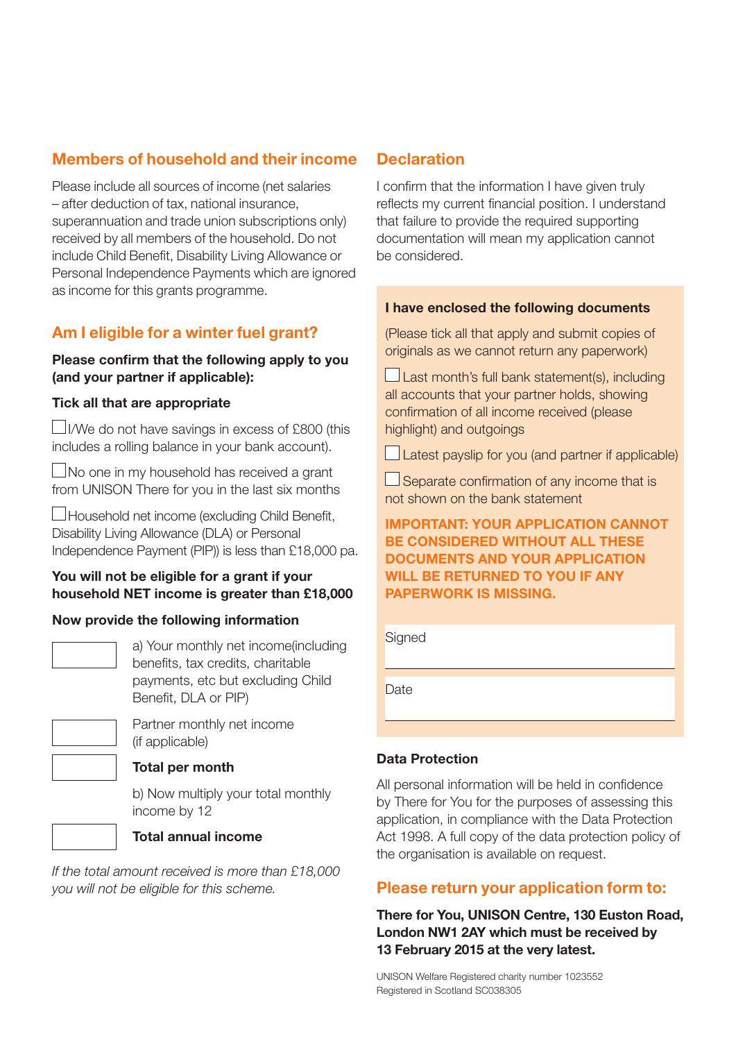## Members of household and their income

Please include all sources of income (net salaries – after deduction of tax, national insurance, superannuation and trade union subscriptions only) received by all members of the household. Do not include Child Benefit, Disability Living Allowance or Personal Independence Payments which are ignored as income for this grants programme.

## Am I eligible for a winter fuel grant?

**Please confirm that the following apply to you (and your partner if applicable):**

**Tick all that are appropriate**

☐ I/We do not have savings in excess of £800 (this includes a rolling balance in your bank account).

☐ No one in my household has received a grant from UNISON There for you in the last six months

☐ Household net income (excluding Child Benefit, Disability Living Allowance (DLA) or Personal Independence Payment (PIP)) is less than £18,000 pa.

**You will not be eligible for a grant if your household NET income is greater than £18,000**

**Now provide the following information**

☐ a) Your monthly net income(including benefits, tax credits, charitable payments, etc but excluding Child Benefit, DLA or PIP)

☐ Partner monthly net income (if applicable)

☐ **Total per month**

b) Now multiply your total monthly income by 12

☐ **Total annual income**

*If the total amount received is more than £18,000 you will not be eligible for this scheme.*

## Declaration

I confirm that the information I have given truly reflects my current financial position. I understand that failure to provide the required supporting documentation will mean my application cannot be considered.

**I have enclosed the following documents**

(Please tick all that apply and submit copies of originals as we cannot return any paperwork)

☐ Last month's full bank statement(s), including all accounts that your partner holds, showing confirmation of all income received (please highlight) and outgoings

☐ Latest payslip for you (and partner if applicable)

☐ Separate confirmation of any income that is not shown on the bank statement

**IMPORTANT: YOUR APPLICATION CANNOT BE CONSIDERED WITHOUT ALL THESE DOCUMENTS AND YOUR APPLICATION WILL BE RETURNED TO YOU IF ANY PAPERWORK IS MISSING.**

Signed

Date

**Data Protection**

All personal information will be held in confidence by There for You for the purposes of assessing this application, in compliance with the Data Protection Act 1998. A full copy of the data protection policy of the organisation is available on request.

## Please return your application form to:

**There for You, UNISON Centre, 130 Euston Road, London NW1 2AY which must be received by 13 February 2015 at the very latest.**

UNISON Welfare Registered charity number 1023552
Registered in Scotland SC038305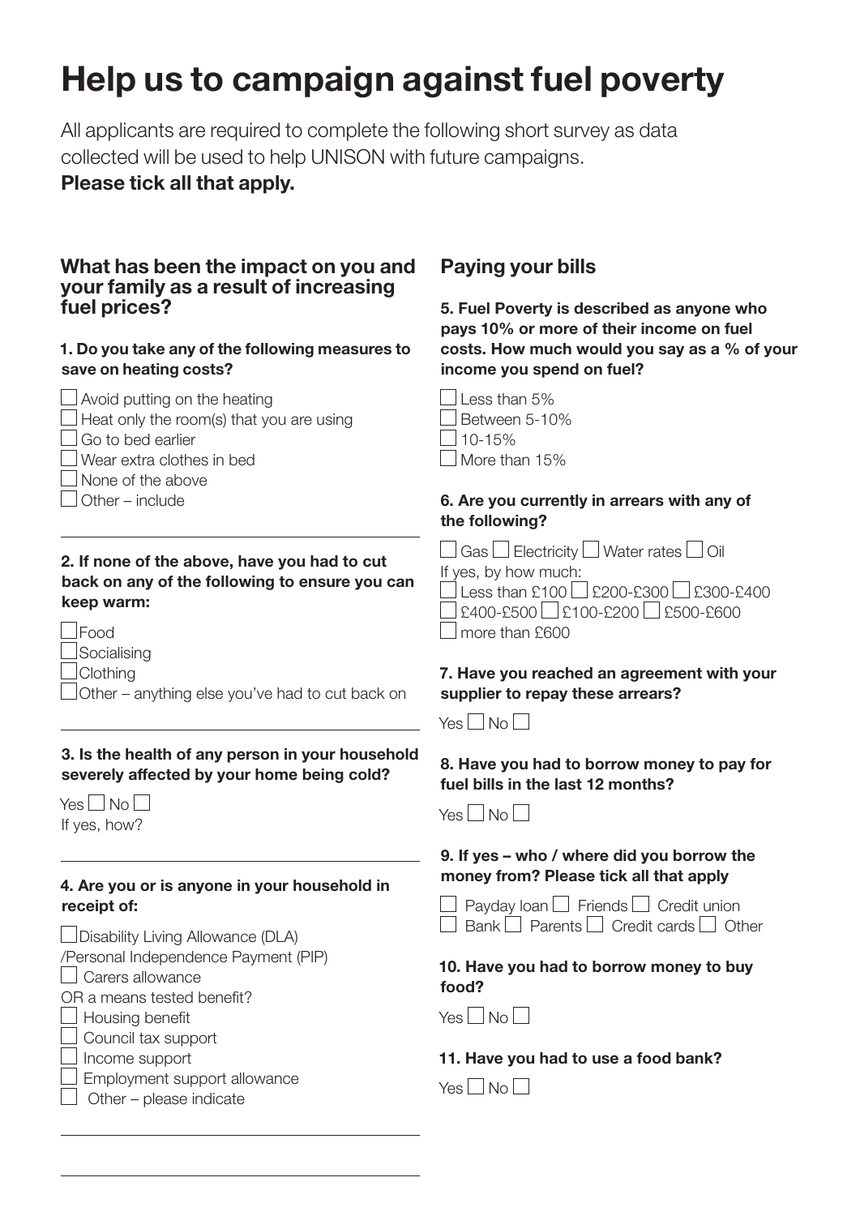# Help us to campaign against fuel poverty

All applicants are required to complete the following short survey as data collected will be used to help UNISON with future campaigns.

**Please tick all that apply.**

### What has been the impact on you and your family as a result of increasing fuel prices?

**1. Do you take any of the following measures to save on heating costs?**

- ☐ Avoid putting on the heating
- ☐ Heat only the room(s) that you are using
- ☐ Go to bed earlier
- ☐ Wear extra clothes in bed
- ☐ None of the above
- ☐ Other – include

**2. If none of the above, have you had to cut back on any of the following to ensure you can keep warm:**

- ☐ Food
- ☐ Socialising
- ☐ Clothing
- ☐ Other – anything else you've had to cut back on

**3. Is the health of any person in your household severely affected by your home being cold?**

Yes ☐ No ☐

If yes, how?

**4. Are you or is anyone in your household in receipt of:**

- ☐ Disability Living Allowance (DLA) /Personal Independence Payment (PIP)
- ☐ Carers allowance

OR a means tested benefit?

- ☐ Housing benefit
- ☐ Council tax support
- ☐ Income support
- ☐ Employment support allowance
- ☐ Other – please indicate

### Paying your bills

**5. Fuel Poverty is described as anyone who pays 10% or more of their income on fuel costs. How much would you say as a % of your income you spend on fuel?**

- ☐ Less than 5%
- ☐ Between 5-10%
- ☐ 10-15%
- ☐ More than 15%

**6. Are you currently in arrears with any of the following?**

☐ Gas ☐ Electricity ☐ Water rates ☐ Oil

If yes, by how much:

☐ Less than £100 ☐ £200-£300 ☐ £300-£400
☐ £400-£500 ☐ £100-£200 ☐ £500-£600
☐ more than £600

**7. Have you reached an agreement with your supplier to repay these arrears?**

Yes ☐ No ☐

**8. Have you had to borrow money to pay for fuel bills in the last 12 months?**

Yes ☐ No ☐

**9. If yes – who / where did you borrow the money from? Please tick all that apply**

☐ Payday loan ☐ Friends ☐ Credit union
☐ Bank ☐ Parents ☐ Credit cards ☐ Other

**10. Have you had to borrow money to buy food?**

Yes ☐ No ☐

**11. Have you had to use a food bank?**

Yes ☐ No ☐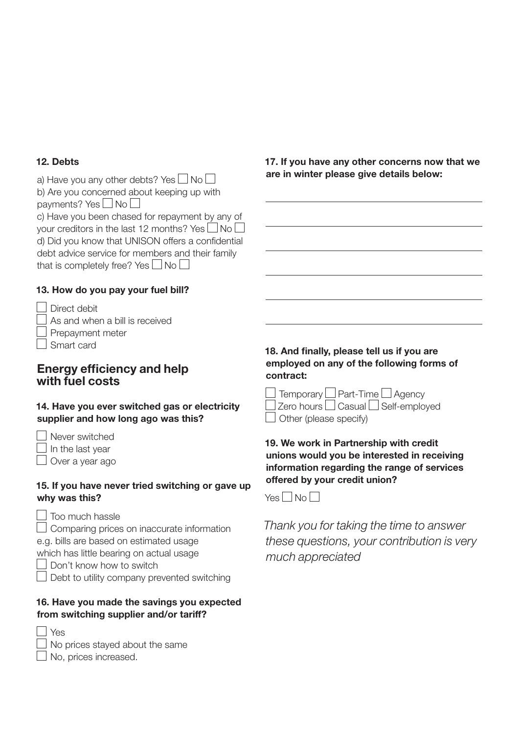**12. Debts**

a) Have you any other debts? Yes ☐ No ☐
b) Are you concerned about keeping up with payments? Yes ☐ No ☐
c) Have you been chased for repayment by any of your creditors in the last 12 months? Yes ☐ No ☐
d) Did you know that UNISON offers a confidential debt advice service for members and their family that is completely free? Yes ☐ No ☐

**13. How do you pay your fuel bill?**

☐ Direct debit
☐ As and when a bill is received
☐ Prepayment meter
☐ Smart card

## Energy efficiency and help with fuel costs

**14. Have you ever switched gas or electricity supplier and how long ago was this?**

☐ Never switched
☐ In the last year
☐ Over a year ago

**15. If you have never tried switching or gave up why was this?**

☐ Too much hassle
☐ Comparing prices on inaccurate information e.g. bills are based on estimated usage which has little bearing on actual usage
☐ Don't know how to switch
☐ Debt to utility company prevented switching

**16. Have you made the savings you expected from switching supplier and/or tariff?**

☐ Yes
☐ No prices stayed about the same
☐ No, prices increased.

**17. If you have any other concerns now that we are in winter please give details below:**

______________________________________________

______________________________________________

______________________________________________

______________________________________________

______________________________________________

______________________________________________

**18. And finally, please tell us if you are employed on any of the following forms of contract:**

☐ Temporary ☐ Part-Time ☐ Agency
☐ Zero hours ☐ Casual ☐ Self-employed
☐ Other (please specify)

**19. We work in Partnership with credit unions would you be interested in receiving information regarding the range of services offered by your credit union?**

Yes ☐ No ☐

*Thank you for taking the time to answer these questions, your contribution is very much appreciated*